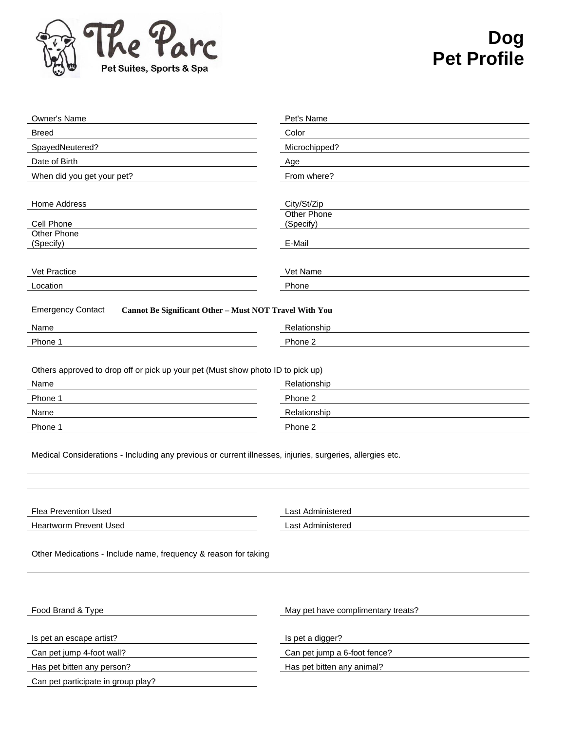**The Parc**
Pet Suites, Sports & Spa

# Dog
# Pet Profile

Owner's Name ______________________ Pet's Name ______________________

Breed ______________________ Color ______________________

SpayedNeutered? ______________________ Microchipped? ______________________

Date of Birth ______________________ Age ______________________

When did you get your pet? ______________________ From where? ______________________

Home Address ______________________ City/St/Zip ______________________

Cell Phone ______________________ Other Phone (Specify) ______________________

Other Phone (Specify) ______________________ E-Mail ______________________

Vet Practice ______________________ Vet Name ______________________

Location ______________________ Phone ______________________

Emergency Contact **Cannot Be Significant Other – Must NOT Travel With You**

Name ______________________ Relationship ______________________

Phone 1 ______________________ Phone 2 ______________________

Others approved to drop off or pick up your pet (Must show photo ID to pick up)

Name ______________________ Relationship ______________________

Phone 1 ______________________ Phone 2 ______________________

Name ______________________ Relationship ______________________

Phone 1 ______________________ Phone 2 ______________________

Medical Considerations - Including any previous or current illnesses, injuries, surgeries, allergies etc.

______________________________________________

______________________________________________

Flea Prevention Used ______________________ Last Administered ______________________

Heartworm Prevent Used ______________________ Last Administered ______________________

Other Medications - Include name, frequency & reason for taking

______________________________________________

______________________________________________

Food Brand & Type ______________________ May pet have complimentary treats? ______________________

Is pet an escape artist? ______________________ Is pet a digger? ______________________

Can pet jump 4-foot wall? ______________________ Can pet jump a 6-foot fence? ______________________

Has pet bitten any person? ______________________ Has pet bitten any animal? ______________________

Can pet participate in group play? ______________________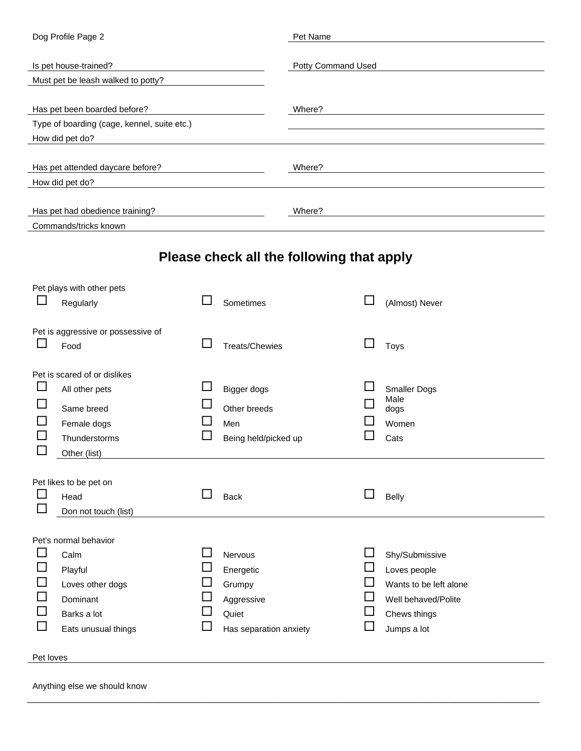Dog Profile Page 2

Pet Name

Is pet house-trained?

Potty Command Used

Must pet be leash walked to potty?

Has pet been boarded before?

Where?

Type of boarding (cage, kennel, suite etc.)

How did pet do?

Has pet attended daycare before?

Where?

How did pet do?

Has pet had obedience training?

Where?

Commands/tricks known

## Please check all the following that apply

Pet plays with other pets

- ☐ Regularly
- ☐ Sometimes
- ☐ (Almost) Never

Pet is aggressive or possessive of

- ☐ Food
- ☐ Treats/Chewies
- ☐ Toys

Pet is scared of or dislikes

- ☐ All other pets
- ☐ Bigger dogs
- ☐ Smaller Dogs
- ☐ Same breed
- ☐ Other breeds
- ☐ Male dogs
- ☐ Female dogs
- ☐ Men
- ☐ Women
- ☐ Thunderstorms
- ☐ Being held/picked up
- ☐ Cats
- ☐ Other (list)

Pet likes to be pet on

- ☐ Head
- ☐ Back
- ☐ Belly
- ☐ Don not touch (list)

Pet's normal behavior

- ☐ Calm
- ☐ Nervous
- ☐ Shy/Submissive
- ☐ Playful
- ☐ Energetic
- ☐ Loves people
- ☐ Loves other dogs
- ☐ Grumpy
- ☐ Wants to be left alone
- ☐ Dominant
- ☐ Aggressive
- ☐ Well behaved/Polite
- ☐ Barks a lot
- ☐ Quiet
- ☐ Chews things
- ☐ Eats unusual things
- ☐ Has separation anxiety
- ☐ Jumps a lot

Pet loves

Anything else we should know